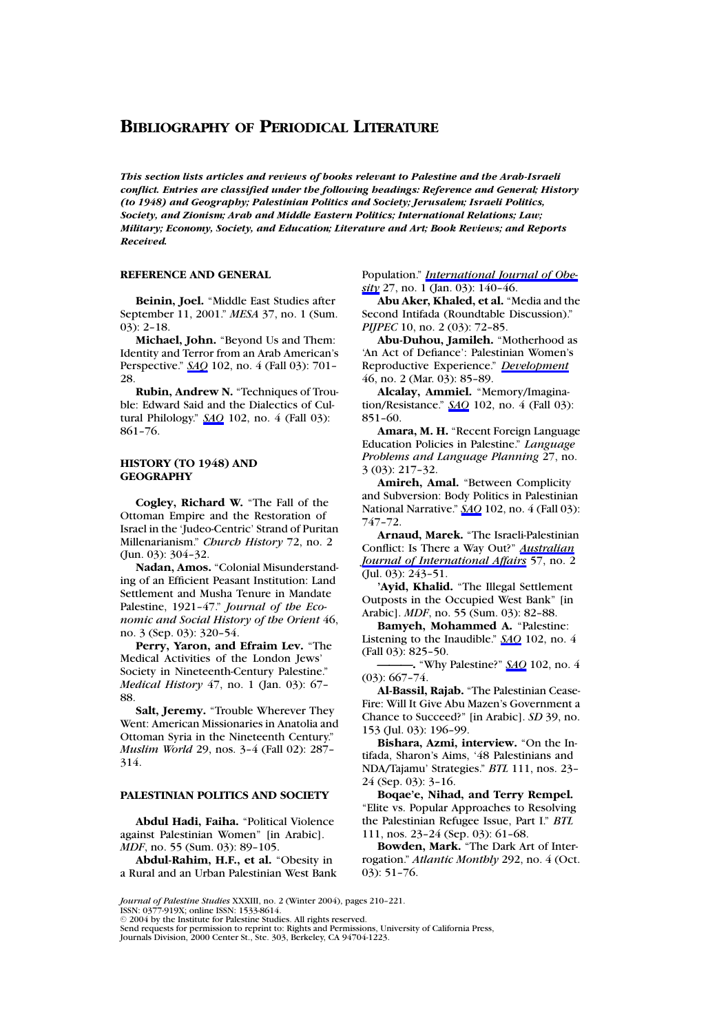# Bibliography of Periodical Literature

***This section lists articles and reviews of books relevant to Palestine and the Arab-Israeli conflict. Entries are classified under the following headings: Reference and General; History (to 1948) and Geography; Palestinian Politics and Society; Jerusalem; Israeli Politics, Society, and Zionism; Arab and Middle Eastern Politics; International Relations; Law; Military; Economy, Society, and Education; Literature and Art; Book Reviews; and Reports Received.***

## REFERENCE AND GENERAL

**Beinin, Joel.** "Middle East Studies after September 11, 2001." *MESA* 37, no. 1 (Sum. 03): 2–18.

**Michael, John.** "Beyond Us and Them: Identity and Terror from an Arab American's Perspective." *SAQ* 102, no. 4 (Fall 03): 701–28.

**Rubin, Andrew N.** "Techniques of Trouble: Edward Said and the Dialectics of Cultural Philology." *SAQ* 102, no. 4 (Fall 03): 861–76.

## HISTORY (TO 1948) AND GEOGRAPHY

**Cogley, Richard W.** "The Fall of the Ottoman Empire and the Restoration of Israel in the 'Judeo-Centric' Strand of Puritan Millenarianism." *Church History* 72, no. 2 (Jun. 03): 304–32.

**Nadan, Amos.** "Colonial Misunderstanding of an Efficient Peasant Institution: Land Settlement and Musha Tenure in Mandate Palestine, 1921–47." *Journal of the Economic and Social History of the Orient* 46, no. 3 (Sep. 03): 320–54.

**Perry, Yaron, and Efraim Lev.** "The Medical Activities of the London Jews' Society in Nineteenth-Century Palestine." *Medical History* 47, no. 1 (Jan. 03): 67–88.

**Salt, Jeremy.** "Trouble Wherever They Went: American Missionaries in Anatolia and Ottoman Syria in the Nineteenth Century." *Muslim World* 29, nos. 3–4 (Fall 02): 287–314.

## PALESTINIAN POLITICS AND SOCIETY

**Abdul Hadi, Faiha.** "Political Violence against Palestinian Women" [in Arabic]. *MDF*, no. 55 (Sum. 03): 89–105.

**Abdul-Rahim, H.F., et al.** "Obesity in a Rural and an Urban Palestinian West Bank Population." *International Journal of Obesity* 27, no. 1 (Jan. 03): 140–46.

**Abu Aker, Khaled, et al.** "Media and the Second Intifada (Roundtable Discussion)." *PIJPEC* 10, no. 2 (03): 72–85.

**Abu-Duhou, Jamileh.** "Motherhood as 'An Act of Defiance': Palestinian Women's Reproductive Experience." *Development* 46, no. 2 (Mar. 03): 85–89.

**Alcalay, Ammiel.** "Memory/Imagination/Resistance." *SAQ* 102, no. 4 (Fall 03): 851–60.

**Amara, M. H.** "Recent Foreign Language Education Policies in Palestine." *Language Problems and Language Planning* 27, no. 3 (03): 217–32.

**Amireh, Amal.** "Between Complicity and Subversion: Body Politics in Palestinian National Narrative." *SAQ* 102, no. 4 (Fall 03): 747–72.

**Arnaud, Marek.** "The Israeli-Palestinian Conflict: Is There a Way Out?" *Australian Journal of International Affairs* 57, no. 2 (Jul. 03): 243–51.

**'Ayid, Khalid.** "The Illegal Settlement Outposts in the Occupied West Bank" [in Arabic]. *MDF*, no. 55 (Sum. 03): 82–88.

**Bamyeh, Mohammed A.** "Palestine: Listening to the Inaudible." *SAQ* 102, no. 4 (Fall 03): 825–50.

**———.** "Why Palestine?" *SAQ* 102, no. 4 (03): 667–74.

**Al-Bassil, Rajab.** "The Palestinian Cease-Fire: Will It Give Abu Mazen's Government a Chance to Succeed?" [in Arabic]. *SD* 39, no. 153 (Jul. 03): 196–99.

**Bishara, Azmi, interview.** "On the Intifada, Sharon's Aims, '48 Palestinians and NDA/Tajamu' Strategies." *BTL* 111, nos. 23–24 (Sep. 03): 3–16.

**Boqae'e, Nihad, and Terry Rempel.** "Elite vs. Popular Approaches to Resolving the Palestinian Refugee Issue, Part I." *BTL* 111, nos. 23–24 (Sep. 03): 61–68.

**Bowden, Mark.** "The Dark Art of Interrogation." *Atlantic Monthly* 292, no. 4 (Oct. 03): 51–76.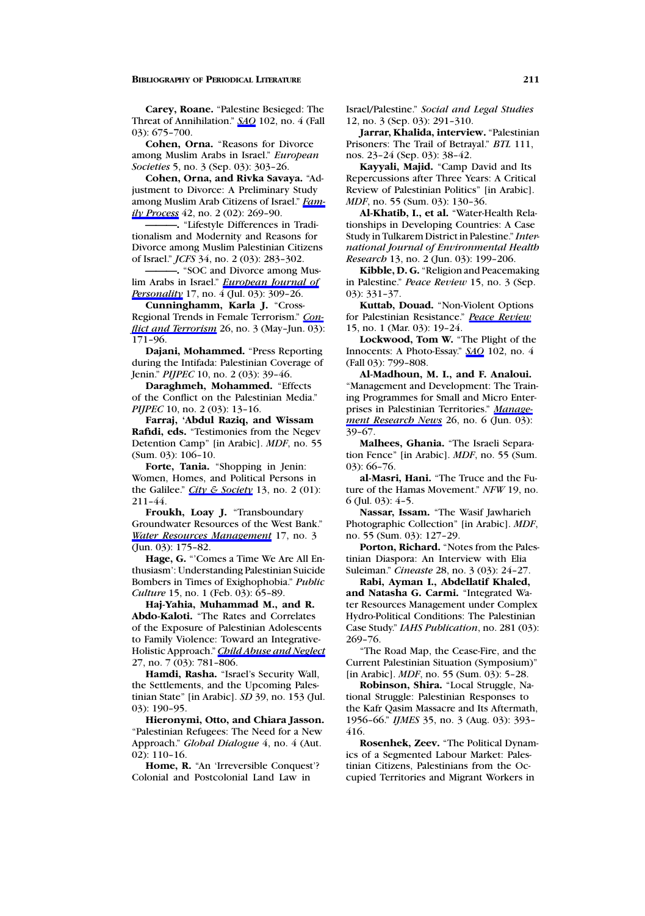**Carey, Roane.** "Palestine Besieged: The Threat of Annihilation." *SAQ* 102, no. 4 (Fall 03): 675–700.

**Cohen, Orna.** "Reasons for Divorce among Muslim Arabs in Israel." *European Societies* 5, no. 3 (Sep. 03): 303–26.

**Cohen, Orna, and Rivka Savaya.** "Adjustment to Divorce: A Preliminary Study among Muslim Arab Citizens of Israel." *Family Process* 42, no. 2 (02): 269–90.

**———.** "Lifestyle Differences in Traditionalism and Modernity and Reasons for Divorce among Muslim Palestinian Citizens of Israel." *JCFS* 34, no. 2 (03): 283–302.

**———.** "SOC and Divorce among Muslim Arabs in Israel." *European Journal of Personality* 17, no. 4 (Jul. 03): 309–26.

**Cunninghamm, Karla J.** "Cross-Regional Trends in Female Terrorism." *Conflict and Terrorism* 26, no. 3 (May–Jun. 03): 171–96.

**Dajani, Mohammed.** "Press Reporting during the Intifada: Palestinian Coverage of Jenin." *PIJPEC* 10, no. 2 (03): 39–46.

**Daraghmeh, Mohammed.** "Effects of the Conflict on the Palestinian Media." *PIJPEC* 10, no. 2 (03): 13–16.

**Farraj, 'Abdul Raziq, and Wissam Rafidi, eds.** "Testimonies from the Negev Detention Camp" [in Arabic]. *MDF*, no. 55 (Sum. 03): 106–10.

**Forte, Tania.** "Shopping in Jenin: Women, Homes, and Political Persons in the Galilee." *City & Society* 13, no. 2 (01): 211–44.

**Froukh, Loay J.** "Transboundary Groundwater Resources of the West Bank." *Water Resources Management* 17, no. 3 (Jun. 03): 175–82.

**Hage, G.** "'Comes a Time We Are All Enthusiasm': Understanding Palestinian Suicide Bombers in Times of Exighophobia." *Public Culture* 15, no. 1 (Feb. 03): 65–89.

**Haj-Yahia, Muhammad M., and R. Abdo-Kaloti.** "The Rates and Correlates of the Exposure of Palestinian Adolescents to Family Violence: Toward an Integrative-Holistic Approach." *Child Abuse and Neglect* 27, no. 7 (03): 781–806.

**Hamdi, Rasha.** "Israel's Security Wall, the Settlements, and the Upcoming Palestinian State" [in Arabic]. *SD* 39, no. 153 (Jul. 03): 190–95.

**Hieronymi, Otto, and Chiara Jasson.** "Palestinian Refugees: The Need for a New Approach." *Global Dialogue* 4, no. 4 (Aut. 02): 110–16.

**Home, R.** "An 'Irreversible Conquest'? Colonial and Postcolonial Land Law in Israel/Palestine." *Social and Legal Studies* 12, no. 3 (Sep. 03): 291–310.

**Jarrar, Khalida, interview.** "Palestinian Prisoners: The Trail of Betrayal." *BTL* 111, nos. 23–24 (Sep. 03): 38–42.

**Kayyali, Majid.** "Camp David and Its Repercussions after Three Years: A Critical Review of Palestinian Politics" [in Arabic]. *MDF*, no. 55 (Sum. 03): 130–36.

**Al-Khatib, I., et al.** "Water-Health Relationships in Developing Countries: A Case Study in Tulkarem District in Palestine." *International Journal of Environmental Health Research* 13, no. 2 (Jun. 03): 199–206.

**Kibble, D. G.** "Religion and Peacemaking in Palestine." *Peace Review* 15, no. 3 (Sep. 03): 331–37.

**Kuttab, Douad.** "Non-Violent Options for Palestinian Resistance." *Peace Review* 15, no. 1 (Mar. 03): 19–24.

**Lockwood, Tom W.** "The Plight of the Innocents: A Photo-Essay." *SAQ* 102, no. 4 (Fall 03): 799–808.

**Al-Madhoun, M. I., and F. Analoui.** "Management and Development: The Training Programmes for Small and Micro Enterprises in Palestinian Territories." *Management Research News* 26, no. 6 (Jun. 03): 39–67.

**Malhees, Ghania.** "The Israeli Separation Fence" [in Arabic]. *MDF*, no. 55 (Sum. 03): 66–76.

**al-Masri, Hani.** "The Truce and the Future of the Hamas Movement." *NFW* 19, no. 6 (Jul. 03): 4–5.

**Nassar, Issam.** "The Wasif Jawharieh Photographic Collection" [in Arabic]. *MDF*, no. 55 (Sum. 03): 127–29.

**Porton, Richard.** "Notes from the Palestinian Diaspora: An Interview with Elia Suleiman." *Cineaste* 28, no. 3 (03): 24–27.

**Rabi, Ayman I., Abdellatif Khaled, and Natasha G. Carmi.** "Integrated Water Resources Management under Complex Hydro-Political Conditions: The Palestinian Case Study." *IAHS Publication*, no. 281 (03): 269–76.

"The Road Map, the Cease-Fire, and the Current Palestinian Situation (Symposium)" [in Arabic]. *MDF*, no. 55 (Sum. 03): 5–28.

**Robinson, Shira.** "Local Struggle, National Struggle: Palestinian Responses to the Kafr Qasim Massacre and Its Aftermath, 1956–66." *IJMES* 35, no. 3 (Aug. 03): 393–416.

**Rosenhek, Zeev.** "The Political Dynamics of a Segmented Labour Market: Palestinian Citizens, Palestinians from the Occupied Territories and Migrant Workers in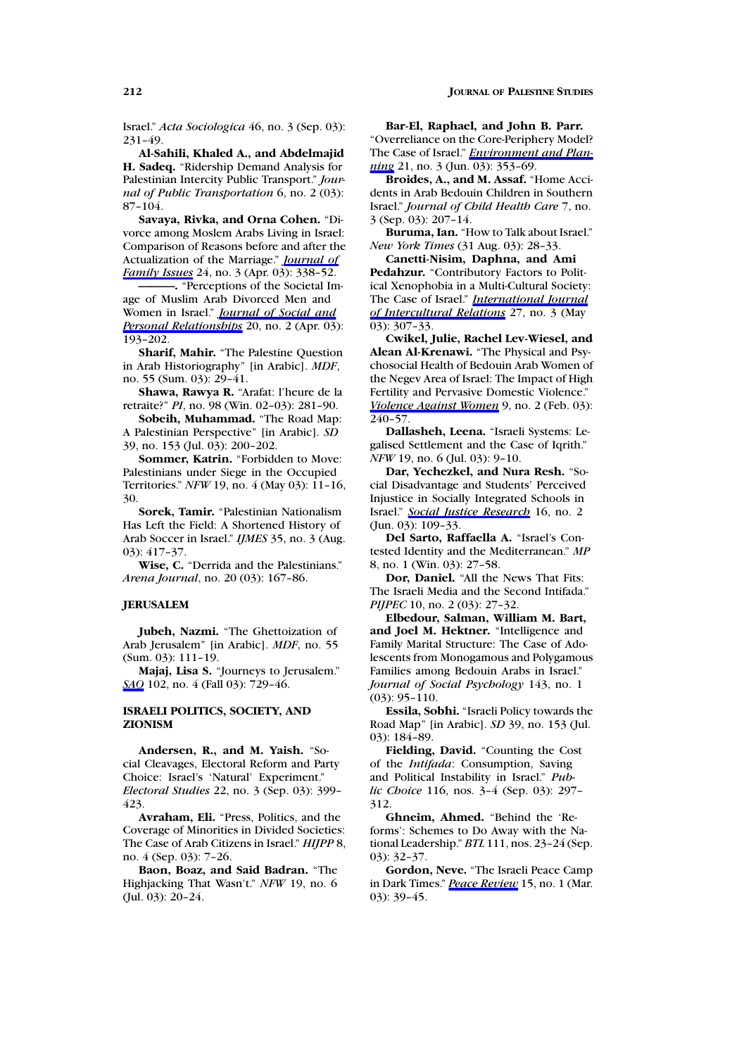Israel." *Acta Sociologica* 46, no. 3 (Sep. 03): 231–49.

**Al-Sahili, Khaled A., and Abdelmajid H. Sadeq.** "Ridership Demand Analysis for Palestinian Intercity Public Transport." *Journal of Public Transportation* 6, no. 2 (03): 87–104.

**Savaya, Rivka, and Orna Cohen.** "Divorce among Moslem Arabs Living in Israel: Comparison of Reasons before and after the Actualization of the Marriage." *Journal of Family Issues* 24, no. 3 (Apr. 03): 338–52.

**———.** "Perceptions of the Societal Image of Muslim Arab Divorced Men and Women in Israel." *Journal of Social and Personal Relationships* 20, no. 2 (Apr. 03): 193–202.

**Sharif, Mahir.** "The Palestine Question in Arab Historiography" [in Arabic]. *MDF*, no. 55 (Sum. 03): 29–41.

**Shawa, Rawya R.** "Arafat: l'heure de la retraite?" *PI*, no. 98 (Win. 02–03): 281–90.

**Sobeih, Muhammad.** "The Road Map: A Palestinian Perspective" [in Arabic]. *SD* 39, no. 153 (Jul. 03): 200–202.

**Sommer, Katrin.** "Forbidden to Move: Palestinians under Siege in the Occupied Territories." *NFW* 19, no. 4 (May 03): 11–16, 30.

**Sorek, Tamir.** "Palestinian Nationalism Has Left the Field: A Shortened History of Arab Soccer in Israel." *IJMES* 35, no. 3 (Aug. 03): 417–37.

**Wise, C.** "Derrida and the Palestinians." *Arena Journal*, no. 20 (03): 167–86.

## JERUSALEM

**Jubeh, Nazmi.** "The Ghettoization of Arab Jerusalem" [in Arabic]. *MDF*, no. 55 (Sum. 03): 111–19.

**Majaj, Lisa S.** "Journeys to Jerusalem." *SAQ* 102, no. 4 (Fall 03): 729–46.

## ISRAELI POLITICS, SOCIETY, AND ZIONISM

**Andersen, R., and M. Yaish.** "Social Cleavages, Electoral Reform and Party Choice: Israel's 'Natural' Experiment." *Electoral Studies* 22, no. 3 (Sep. 03): 399–423.

**Avraham, Eli.** "Press, Politics, and the Coverage of Minorities in Divided Societies: The Case of Arab Citizens in Israel." *HIJPP* 8, no. 4 (Sep. 03): 7–26.

**Baon, Boaz, and Said Badran.** "The Highjacking That Wasn't." *NFW* 19, no. 6 (Jul. 03): 20–24.

**Bar-El, Raphael, and John B. Parr.** "Overreliance on the Core-Periphery Model? The Case of Israel." *Environment and Planning* 21, no. 3 (Jun. 03): 353–69.

**Broides, A., and M. Assaf.** "Home Accidents in Arab Bedouin Children in Southern Israel." *Journal of Child Health Care* 7, no. 3 (Sep. 03): 207–14.

**Buruma, Ian.** "How to Talk about Israel." *New York Times* (31 Aug. 03): 28–33.

**Canetti-Nisim, Daphna, and Ami Pedahzur.** "Contributory Factors to Political Xenophobia in a Multi-Cultural Society: The Case of Israel." *International Journal of Intercultural Relations* 27, no. 3 (May 03): 307–33.

**Cwikel, Julie, Rachel Lev-Wiesel, and Alean Al-Krenawi.** "The Physical and Psychosocial Health of Bedouin Arab Women of the Negev Area of Israel: The Impact of High Fertility and Pervasive Domestic Violence." *Violence Against Women* 9, no. 2 (Feb. 03): 240–57.

**Dallasheh, Leena.** "Israeli Systems: Legalised Settlement and the Case of Iqrith." *NFW* 19, no. 6 (Jul. 03): 9–10.

**Dar, Yechezkel, and Nura Resh.** "Social Disadvantage and Students' Perceived Injustice in Socially Integrated Schools in Israel." *Social Justice Research* 16, no. 2 (Jun. 03): 109–33.

**Del Sarto, Raffaella A.** "Israel's Contested Identity and the Mediterranean." *MP* 8, no. 1 (Win. 03): 27–58.

**Dor, Daniel.** "All the News That Fits: The Israeli Media and the Second Intifada." *PIJPEC* 10, no. 2 (03): 27–32.

**Elbedour, Salman, William M. Bart, and Joel M. Hektner.** "Intelligence and Family Marital Structure: The Case of Adolescents from Monogamous and Polygamous Families among Bedouin Arabs in Israel." *Journal of Social Psychology* 143, no. 1 (03): 95–110.

**Essila, Sobhi.** "Israeli Policy towards the Road Map" [in Arabic]. *SD* 39, no. 153 (Jul. 03): 184–89.

**Fielding, David.** "Counting the Cost of the *Intifada*: Consumption, Saving and Political Instability in Israel." *Public Choice* 116, nos. 3–4 (Sep. 03): 297–312.

**Ghneim, Ahmed.** "Behind the 'Reforms': Schemes to Do Away with the National Leadership." *BTL* 111, nos. 23–24 (Sep. 03): 32–37.

**Gordon, Neve.** "The Israeli Peace Camp in Dark Times." *Peace Review* 15, no. 1 (Mar. 03): 39–45.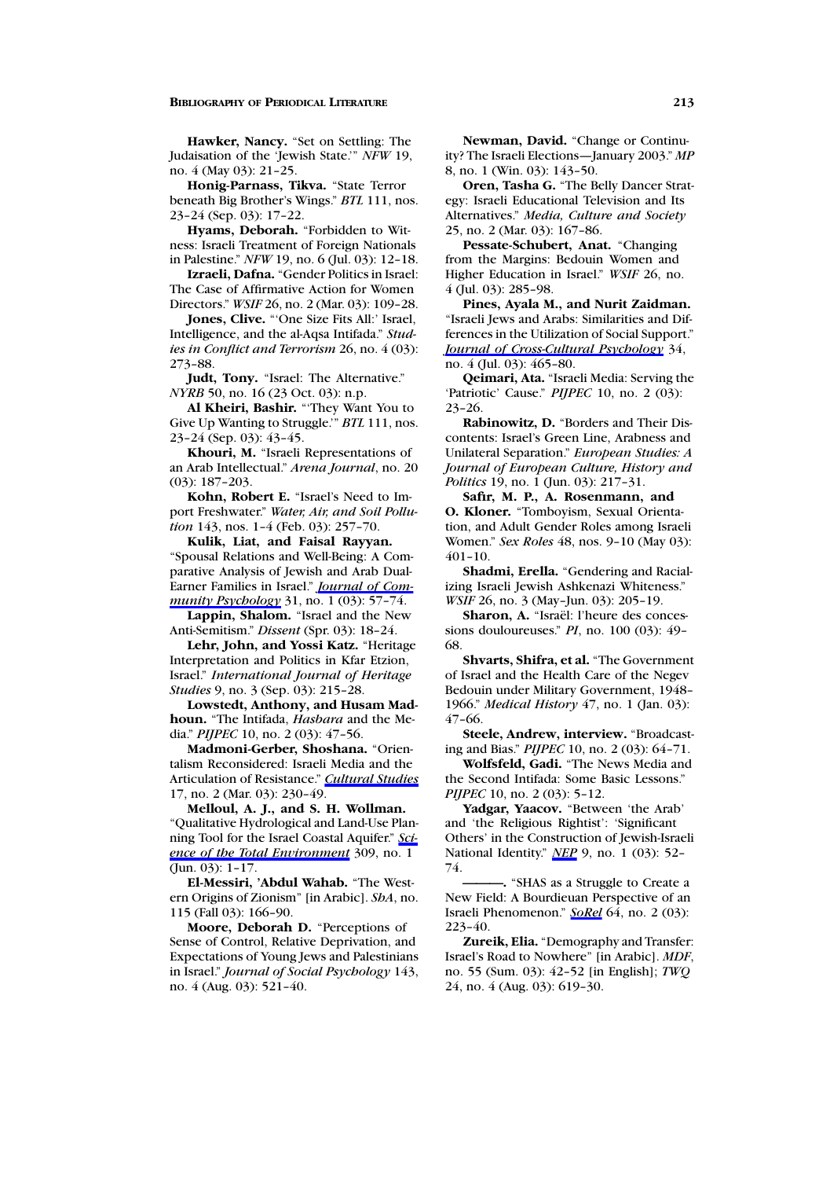**Hawker, Nancy.** "Set on Settling: The Judaisation of the 'Jewish State.'" *NFW* 19, no. 4 (May 03): 21–25.

**Honig-Parnass, Tikva.** "State Terror beneath Big Brother's Wings." *BTL* 111, nos. 23–24 (Sep. 03): 17–22.

**Hyams, Deborah.** "Forbidden to Witness: Israeli Treatment of Foreign Nationals in Palestine." *NFW* 19, no. 6 (Jul. 03): 12–18.

**Izraeli, Dafna.** "Gender Politics in Israel: The Case of Affirmative Action for Women Directors." *WSIF* 26, no. 2 (Mar. 03): 109–28.

**Jones, Clive.** "'One Size Fits All:' Israel, Intelligence, and the al-Aqsa Intifada." *Studies in Conflict and Terrorism* 26, no. 4 (03): 273–88.

**Judt, Tony.** "Israel: The Alternative." *NYRB* 50, no. 16 (23 Oct. 03): n.p.

**Al Kheiri, Bashir.** "'They Want You to Give Up Wanting to Struggle.'" *BTL* 111, nos. 23–24 (Sep. 03): 43–45.

**Khouri, M.** "Israeli Representations of an Arab Intellectual." *Arena Journal*, no. 20 (03): 187–203.

**Kohn, Robert E.** "Israel's Need to Import Freshwater." *Water, Air, and Soil Pollution* 143, nos. 1–4 (Feb. 03): 257–70.

**Kulik, Liat, and Faisal Rayyan.** "Spousal Relations and Well-Being: A Comparative Analysis of Jewish and Arab Dual-Earner Families in Israel." *Journal of Community Psychology* 31, no. 1 (03): 57–74.

**Lappin, Shalom.** "Israel and the New Anti-Semitism." *Dissent* (Spr. 03): 18–24.

**Lehr, John, and Yossi Katz.** "Heritage Interpretation and Politics in Kfar Etzion, Israel." *International Journal of Heritage Studies* 9, no. 3 (Sep. 03): 215–28.

**Lowstedt, Anthony, and Husam Madhoun.** "The Intifada, *Hasbara* and the Media." *PIJPEC* 10, no. 2 (03): 47–56.

**Madmoni-Gerber, Shoshana.** "Orientalism Reconsidered: Israeli Media and the Articulation of Resistance." *Cultural Studies* 17, no. 2 (Mar. 03): 230–49.

**Melloul, A. J., and S. H. Wollman.** "Qualitative Hydrological and Land-Use Planning Tool for the Israel Coastal Aquifer." *Science of the Total Environment* 309, no. 1 (Jun. 03): 1–17.

**El-Messiri, 'Abdul Wahab.** "The Western Origins of Zionism" [in Arabic]. *ShA*, no. 115 (Fall 03): 166–90.

**Moore, Deborah D.** "Perceptions of Sense of Control, Relative Deprivation, and Expectations of Young Jews and Palestinians in Israel." *Journal of Social Psychology* 143, no. 4 (Aug. 03): 521–40.

**Newman, David.** "Change or Continuity? The Israeli Elections—January 2003." *MP* 8, no. 1 (Win. 03): 143–50.

**Oren, Tasha G.** "The Belly Dancer Strategy: Israeli Educational Television and Its Alternatives." *Media, Culture and Society* 25, no. 2 (Mar. 03): 167–86.

**Pessate-Schubert, Anat.** "Changing from the Margins: Bedouin Women and Higher Education in Israel." *WSIF* 26, no. 4 (Jul. 03): 285–98.

**Pines, Ayala M., and Nurit Zaidman.** "Israeli Jews and Arabs: Similarities and Differences in the Utilization of Social Support." *Journal of Cross-Cultural Psychology* 34, no. 4 (Jul. 03): 465–80.

**Qeimari, Ata.** "Israeli Media: Serving the 'Patriotic' Cause." *PIJPEC* 10, no. 2 (03): 23–26.

**Rabinowitz, D.** "Borders and Their Discontents: Israel's Green Line, Arabness and Unilateral Separation." *European Studies: A Journal of European Culture, History and Politics* 19, no. 1 (Jun. 03): 217–31.

**Safır, M. P., A. Rosenmann, and O. Kloner.** "Tomboyism, Sexual Orientation, and Adult Gender Roles among Israeli Women." *Sex Roles* 48, nos. 9–10 (May 03): 401–10.

**Shadmi, Erella.** "Gendering and Racializing Israeli Jewish Ashkenazi Whiteness." *WSIF* 26, no. 3 (May–Jun. 03): 205–19.

**Sharon, A.** "Israël: l'heure des concessions douloureuses." *PI*, no. 100 (03): 49–68.

**Shvarts, Shifra, et al.** "The Government of Israel and the Health Care of the Negev Bedouin under Military Government, 1948–1966." *Medical History* 47, no. 1 (Jan. 03): 47–66.

**Steele, Andrew, interview.** "Broadcasting and Bias." *PIJPEC* 10, no. 2 (03): 64–71.

**Wolfsfeld, Gadi.** "The News Media and the Second Intifada: Some Basic Lessons." *PIJPEC* 10, no. 2 (03): 5–12.

**Yadgar, Yaacov.** "Between 'the Arab' and 'the Religious Rightist': 'Significant Others' in the Construction of Jewish-Israeli National Identity." *NEP* 9, no. 1 (03): 52–74.

**———.** "SHAS as a Struggle to Create a New Field: A Bourdieuan Perspective of an Israeli Phenomenon." *SoRel* 64, no. 2 (03): 223–40.

**Zureik, Elia.** "Demography and Transfer: Israel's Road to Nowhere" [in Arabic]. *MDF*, no. 55 (Sum. 03): 42–52 [in English]; *TWQ* 24, no. 4 (Aug. 03): 619–30.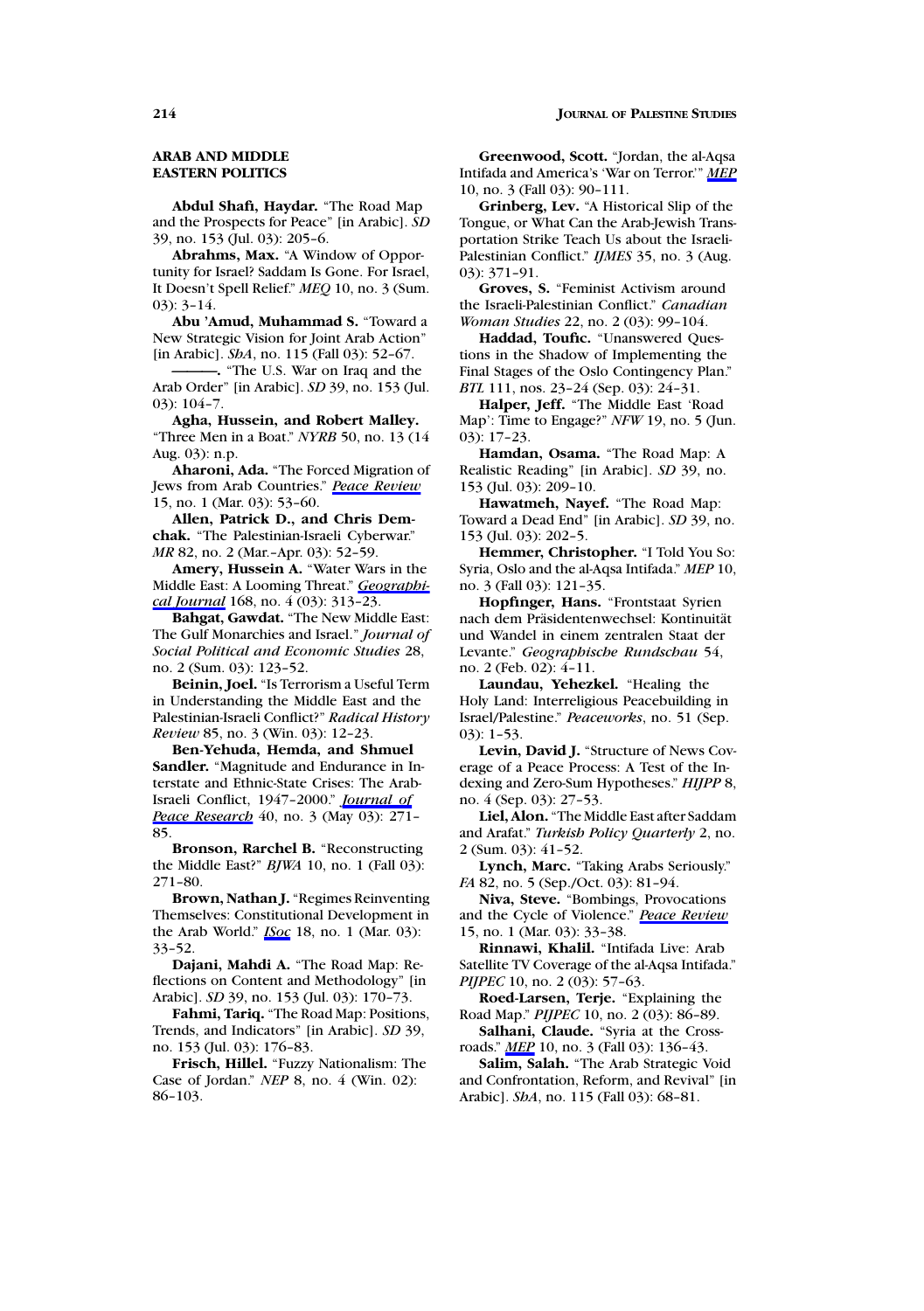## ARAB AND MIDDLE EASTERN POLITICS

**Abdul Shafi, Haydar.** "The Road Map and the Prospects for Peace" [in Arabic]. *SD* 39, no. 153 (Jul. 03): 205–6.

**Abrahms, Max.** "A Window of Opportunity for Israel? Saddam Is Gone. For Israel, It Doesn't Spell Relief." *MEQ* 10, no. 3 (Sum. 03): 3–14.

**Abu 'Amud, Muhammad S.** "Toward a New Strategic Vision for Joint Arab Action" [in Arabic]. *ShA*, no. 115 (Fall 03): 52–67.

———. "The U.S. War on Iraq and the Arab Order" [in Arabic]. *SD* 39, no. 153 (Jul. 03): 104–7.

**Agha, Hussein, and Robert Malley.** "Three Men in a Boat." *NYRB* 50, no. 13 (14 Aug. 03): n.p.

**Aharoni, Ada.** "The Forced Migration of Jews from Arab Countries." *Peace Review* 15, no. 1 (Mar. 03): 53–60.

**Allen, Patrick D., and Chris Demchak.** "The Palestinian-Israeli Cyberwar." *MR* 82, no. 2 (Mar.–Apr. 03): 52–59.

**Amery, Hussein A.** "Water Wars in the Middle East: A Looming Threat." *Geographical Journal* 168, no. 4 (03): 313–23.

**Bahgat, Gawdat.** "The New Middle East: The Gulf Monarchies and Israel." *Journal of Social Political and Economic Studies* 28, no. 2 (Sum. 03): 123–52.

**Beinin, Joel.** "Is Terrorism a Useful Term in Understanding the Middle East and the Palestinian-Israeli Conflict?" *Radical History Review* 85, no. 3 (Win. 03): 12–23.

**Ben-Yehuda, Hemda, and Shmuel Sandler.** "Magnitude and Endurance in Interstate and Ethnic-State Crises: The Arab-Israeli Conflict, 1947–2000." *Journal of Peace Research* 40, no. 3 (May 03): 271–85.

**Bronson, Rarchel B.** "Reconstructing the Middle East?" *BJWA* 10, no. 1 (Fall 03): 271–80.

**Brown, Nathan J.** "Regimes Reinventing Themselves: Constitutional Development in the Arab World." *ISoc* 18, no. 1 (Mar. 03): 33–52.

**Dajani, Mahdi A.** "The Road Map: Reflections on Content and Methodology" [in Arabic]. *SD* 39, no. 153 (Jul. 03): 170–73.

**Fahmi, Tariq.** "The Road Map: Positions, Trends, and Indicators" [in Arabic]. *SD* 39, no. 153 (Jul. 03): 176–83.

**Frisch, Hillel.** "Fuzzy Nationalism: The Case of Jordan." *NEP* 8, no. 4 (Win. 02): 86–103.

**Greenwood, Scott.** "Jordan, the al-Aqsa Intifada and America's 'War on Terror.'" *MEP* 10, no. 3 (Fall 03): 90–111.

**Grinberg, Lev.** "A Historical Slip of the Tongue, or What Can the Arab-Jewish Transportation Strike Teach Us about the Israeli-Palestinian Conflict." *IJMES* 35, no. 3 (Aug. 03): 371–91.

**Groves, S.** "Feminist Activism around the Israeli-Palestinian Conflict." *Canadian Woman Studies* 22, no. 2 (03): 99–104.

**Haddad, Toufic.** "Unanswered Questions in the Shadow of Implementing the Final Stages of the Oslo Contingency Plan." *BTL* 111, nos. 23–24 (Sep. 03): 24–31.

**Halper, Jeff.** "The Middle East 'Road Map': Time to Engage?" *NFW* 19, no. 5 (Jun. 03): 17–23.

**Hamdan, Osama.** "The Road Map: A Realistic Reading" [in Arabic]. *SD* 39, no. 153 (Jul. 03): 209–10.

**Hawatmeh, Nayef.** "The Road Map: Toward a Dead End" [in Arabic]. *SD* 39, no. 153 (Jul. 03): 202–5.

**Hemmer, Christopher.** "I Told You So: Syria, Oslo and the al-Aqsa Intifada." *MEP* 10, no. 3 (Fall 03): 121–35.

**Hopfinger, Hans.** "Frontstaat Syrien nach dem Präsidentenwechsel: Kontinuität und Wandel in einem zentralen Staat der Levante." *Geographische Rundschau* 54, no. 2 (Feb. 02): 4–11.

**Laundau, Yehezkel.** "Healing the Holy Land: Interreligious Peacebuilding in Israel/Palestine." *Peaceworks*, no. 51 (Sep. 03): 1–53.

**Levin, David J.** "Structure of News Coverage of a Peace Process: A Test of the Indexing and Zero-Sum Hypotheses." *HIJPP* 8, no. 4 (Sep. 03): 27–53.

**Liel, Alon.** "The Middle East after Saddam and Arafat." *Turkish Policy Quarterly* 2, no. 2 (Sum. 03): 41–52.

**Lynch, Marc.** "Taking Arabs Seriously." *FA* 82, no. 5 (Sep./Oct. 03): 81–94.

**Niva, Steve.** "Bombings, Provocations and the Cycle of Violence." *Peace Review* 15, no. 1 (Mar. 03): 33–38.

**Rinnawi, Khalil.** "Intifada Live: Arab Satellite TV Coverage of the al-Aqsa Intifada." *PIJPEC* 10, no. 2 (03): 57–63.

**Roed-Larsen, Terje.** "Explaining the Road Map." *PIJPEC* 10, no. 2 (03): 86–89.

**Salhani, Claude.** "Syria at the Crossroads." *MEP* 10, no. 3 (Fall 03): 136–43.

**Salim, Salah.** "The Arab Strategic Void and Confrontation, Reform, and Revival" [in Arabic]. *ShA*, no. 115 (Fall 03): 68–81.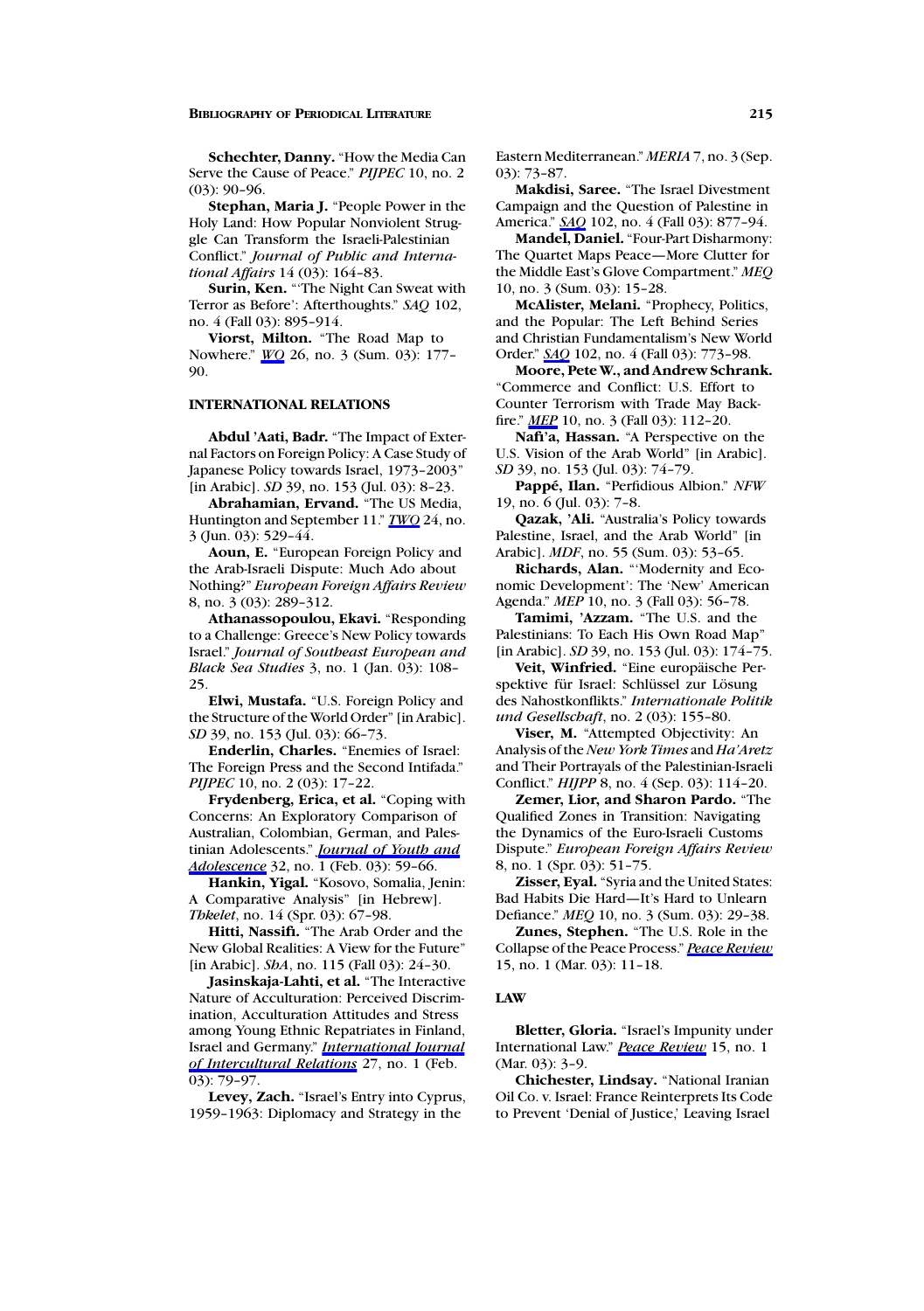**Schechter, Danny.** "How the Media Can Serve the Cause of Peace." *PIJPEC* 10, no. 2 (03): 90–96.

**Stephan, Maria J.** "People Power in the Holy Land: How Popular Nonviolent Struggle Can Transform the Israeli-Palestinian Conflict." *Journal of Public and International Affairs* 14 (03): 164–83.

**Surin, Ken.** "'The Night Can Sweat with Terror as Before': Afterthoughts." *SAQ* 102, no. 4 (Fall 03): 895–914.

**Viorst, Milton.** "The Road Map to Nowhere." *WQ* 26, no. 3 (Sum. 03): 177–90.

## INTERNATIONAL RELATIONS

**Abdul 'Aati, Badr.** "The Impact of External Factors on Foreign Policy: A Case Study of Japanese Policy towards Israel, 1973–2003" [in Arabic]. *SD* 39, no. 153 (Jul. 03): 8–23.

**Abrahamian, Ervand.** "The US Media, Huntington and September 11." *TWQ* 24, no. 3 (Jun. 03): 529–44.

**Aoun, E.** "European Foreign Policy and the Arab-Israeli Dispute: Much Ado about Nothing?" *European Foreign Affairs Review* 8, no. 3 (03): 289–312.

**Athanassopoulou, Ekavi.** "Responding to a Challenge: Greece's New Policy towards Israel." *Journal of Southeast European and Black Sea Studies* 3, no. 1 (Jan. 03): 108–25.

**Elwi, Mustafa.** "U.S. Foreign Policy and the Structure of the World Order" [in Arabic]. *SD* 39, no. 153 (Jul. 03): 66–73.

**Enderlin, Charles.** "Enemies of Israel: The Foreign Press and the Second Intifada." *PIJPEC* 10, no. 2 (03): 17–22.

**Frydenberg, Erica, et al.** "Coping with Concerns: An Exploratory Comparison of Australian, Colombian, German, and Palestinian Adolescents." *Journal of Youth and Adolescence* 32, no. 1 (Feb. 03): 59–66.

**Hankin, Yigal.** "Kosovo, Somalia, Jenin: A Comparative Analysis" [in Hebrew]. *Tkhelet*, no. 14 (Spr. 03): 67–98.

**Hitti, Nassifi.** "The Arab Order and the New Global Realities: A View for the Future" [in Arabic]. *ShA*, no. 115 (Fall 03): 24–30.

**Jasinskaja-Lahti, et al.** "The Interactive Nature of Acculturation: Perceived Discrimination, Acculturation Attitudes and Stress among Young Ethnic Repatriates in Finland, Israel and Germany." *International Journal of Intercultural Relations* 27, no. 1 (Feb. 03): 79–97.

**Levey, Zach.** "Israel's Entry into Cyprus, 1959–1963: Diplomacy and Strategy in the Eastern Mediterranean." *MERIA* 7, no. 3 (Sep. 03): 73–87.

**Makdisi, Saree.** "The Israel Divestment Campaign and the Question of Palestine in America." *SAQ* 102, no. 4 (Fall 03): 877–94.

**Mandel, Daniel.** "Four-Part Disharmony: The Quartet Maps Peace—More Clutter for the Middle East's Glove Compartment." *MEQ* 10, no. 3 (Sum. 03): 15–28.

**McAlister, Melani.** "Prophecy, Politics, and the Popular: The Left Behind Series and Christian Fundamentalism's New World Order." *SAQ* 102, no. 4 (Fall 03): 773–98.

**Moore, Pete W., and Andrew Schrank.** "Commerce and Conflict: U.S. Effort to Counter Terrorism with Trade May Backfire." *MEP* 10, no. 3 (Fall 03): 112–20.

**Nafi'a, Hassan.** "A Perspective on the U.S. Vision of the Arab World" [in Arabic]. *SD* 39, no. 153 (Jul. 03): 74–79.

**Pappé, Ilan.** "Perfidious Albion." *NFW* 19, no. 6 (Jul. 03): 7–8.

**Qazak, 'Ali.** "Australia's Policy towards Palestine, Israel, and the Arab World" [in Arabic]. *MDF*, no. 55 (Sum. 03): 53–65.

**Richards, Alan.** "'Modernity and Economic Development': The 'New' American Agenda." *MEP* 10, no. 3 (Fall 03): 56–78.

**Tamimi, 'Azzam.** "The U.S. and the Palestinians: To Each His Own Road Map" [in Arabic]. *SD* 39, no. 153 (Jul. 03): 174–75.

**Veit, Winfried.** "Eine europäische Perspektive für Israel: Schlüssel zur Lösung des Nahostkonflikts." *Internationale Politik und Gesellschaft*, no. 2 (03): 155–80.

**Viser, M.** "Attempted Objectivity: An Analysis of the *New York Times* and *Ha'Aretz* and Their Portrayals of the Palestinian-Israeli Conflict." *HIJPP* 8, no. 4 (Sep. 03): 114–20.

**Zemer, Lior, and Sharon Pardo.** "The Qualified Zones in Transition: Navigating the Dynamics of the Euro-Israeli Customs Dispute." *European Foreign Affairs Review* 8, no. 1 (Spr. 03): 51–75.

**Zisser, Eyal.** "Syria and the United States: Bad Habits Die Hard—It's Hard to Unlearn Defiance." *MEQ* 10, no. 3 (Sum. 03): 29–38.

**Zunes, Stephen.** "The U.S. Role in the Collapse of the Peace Process." *Peace Review* 15, no. 1 (Mar. 03): 11–18.

## LAW

**Bletter, Gloria.** "Israel's Impunity under International Law." *Peace Review* 15, no. 1 (Mar. 03): 3–9.

**Chichester, Lindsay.** "National Iranian Oil Co. v. Israel: France Reinterprets Its Code to Prevent 'Denial of Justice,' Leaving Israel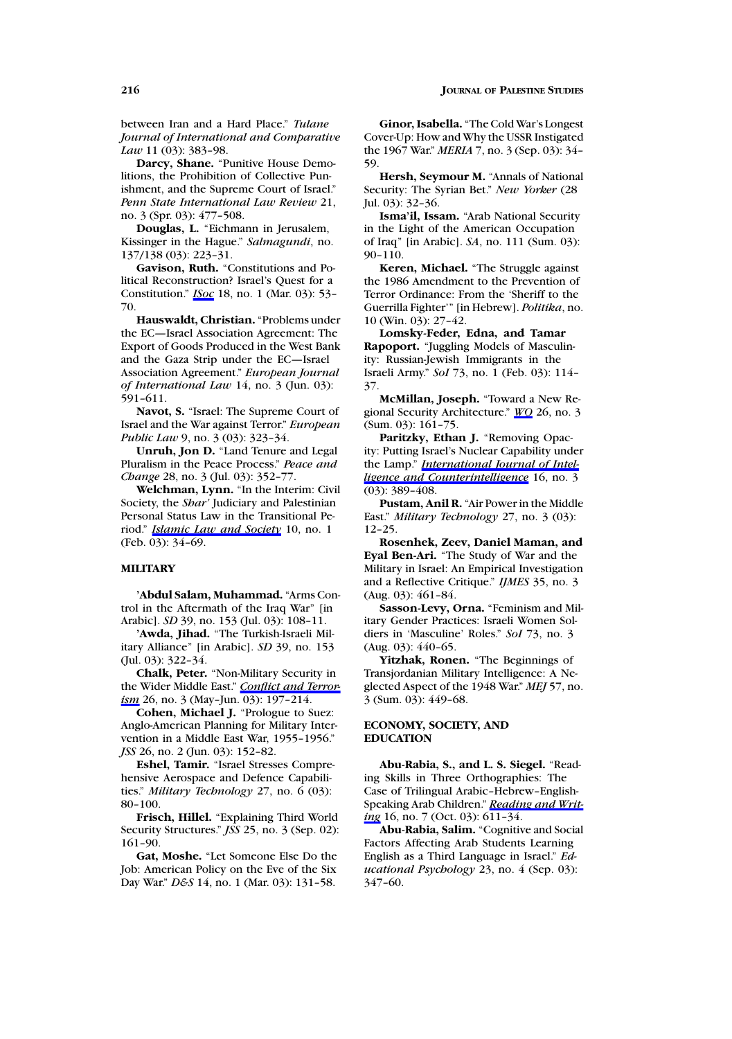between Iran and a Hard Place." *Tulane Journal of International and Comparative Law* 11 (03): 383–98.

**Darcy, Shane.** "Punitive House Demolitions, the Prohibition of Collective Punishment, and the Supreme Court of Israel." *Penn State International Law Review* 21, no. 3 (Spr. 03): 477–508.

**Douglas, L.** "Eichmann in Jerusalem, Kissinger in the Hague." *Salmagundi*, no. 137/138 (03): 223–31.

**Gavison, Ruth.** "Constitutions and Political Reconstruction? Israel's Quest for a Constitution." *ISoc* 18, no. 1 (Mar. 03): 53–70.

**Hauswaldt, Christian.** "Problems under the EC—Israel Association Agreement: The Export of Goods Produced in the West Bank and the Gaza Strip under the EC—Israel Association Agreement." *European Journal of International Law* 14, no. 3 (Jun. 03): 591–611.

**Navot, S.** "Israel: The Supreme Court of Israel and the War against Terror." *European Public Law* 9, no. 3 (03): 323–34.

**Unruh, Jon D.** "Land Tenure and Legal Pluralism in the Peace Process." *Peace and Change* 28, no. 3 (Jul. 03): 352–77.

**Welchman, Lynn.** "In the Interim: Civil Society, the *Shar'* Judiciary and Palestinian Personal Status Law in the Transitional Period." *Islamic Law and Society* 10, no. 1 (Feb. 03): 34–69.

## MILITARY

**'Abdul Salam, Muhammad.** "Arms Control in the Aftermath of the Iraq War" [in Arabic]. *SD* 39, no. 153 (Jul. 03): 108–11.

**'Awda, Jihad.** "The Turkish-Israeli Military Alliance" [in Arabic]. *SD* 39, no. 153 (Jul. 03): 322–34.

**Chalk, Peter.** "Non-Military Security in the Wider Middle East." *Conflict and Terrorism* 26, no. 3 (May–Jun. 03): 197–214.

**Cohen, Michael J.** "Prologue to Suez: Anglo-American Planning for Military Intervention in a Middle East War, 1955–1956." *JSS* 26, no. 2 (Jun. 03): 152–82.

**Eshel, Tamir.** "Israel Stresses Comprehensive Aerospace and Defence Capabilities." *Military Technology* 27, no. 6 (03): 80–100.

**Frisch, Hillel.** "Explaining Third World Security Structures." *JSS* 25, no. 3 (Sep. 02): 161–90.

**Gat, Moshe.** "Let Someone Else Do the Job: American Policy on the Eve of the Six Day War." *D&S* 14, no. 1 (Mar. 03): 131–58.

**Ginor, Isabella.** "The Cold War's Longest Cover-Up: How and Why the USSR Instigated the 1967 War." *MERIA* 7, no. 3 (Sep. 03): 34–59.

**Hersh, Seymour M.** "Annals of National Security: The Syrian Bet." *New Yorker* (28 Jul. 03): 32–36.

**Isma'il, Issam.** "Arab National Security in the Light of the American Occupation of Iraq" [in Arabic]. *SA*, no. 111 (Sum. 03): 90–110.

**Keren, Michael.** "The Struggle against the 1986 Amendment to the Prevention of Terror Ordinance: From the 'Sheriff to the Guerrilla Fighter'" [in Hebrew]. *Politika*, no. 10 (Win. 03): 27–42.

**Lomsky-Feder, Edna, and Tamar Rapoport.** "Juggling Models of Masculinity: Russian-Jewish Immigrants in the Israeli Army." *SoI* 73, no. 1 (Feb. 03): 114–37.

**McMillan, Joseph.** "Toward a New Regional Security Architecture." *WQ* 26, no. 3 (Sum. 03): 161–75.

**Paritzky, Ethan J.** "Removing Opacity: Putting Israel's Nuclear Capability under the Lamp." *International Journal of Intelligence and Counterintelligence* 16, no. 3 (03): 389–408.

**Pustam, Anil R.** "Air Power in the Middle East." *Military Technology* 27, no. 3 (03): 12–25.

**Rosenhek, Zeev, Daniel Maman, and Eyal Ben-Ari.** "The Study of War and the Military in Israel: An Empirical Investigation and a Reflective Critique." *IJMES* 35, no. 3 (Aug. 03): 461–84.

**Sasson-Levy, Orna.** "Feminism and Military Gender Practices: Israeli Women Soldiers in 'Masculine' Roles." *SoI* 73, no. 3 (Aug. 03): 440–65.

**Yitzhak, Ronen.** "The Beginnings of Transjordanian Military Intelligence: A Neglected Aspect of the 1948 War." *MEJ* 57, no. 3 (Sum. 03): 449–68.

## ECONOMY, SOCIETY, AND EDUCATION

**Abu-Rabia, S., and L. S. Siegel.** "Reading Skills in Three Orthographies: The Case of Trilingual Arabic–Hebrew–English-Speaking Arab Children." *Reading and Writing* 16, no. 7 (Oct. 03): 611–34.

**Abu-Rabia, Salim.** "Cognitive and Social Factors Affecting Arab Students Learning English as a Third Language in Israel." *Educational Psychology* 23, no. 4 (Sep. 03): 347–60.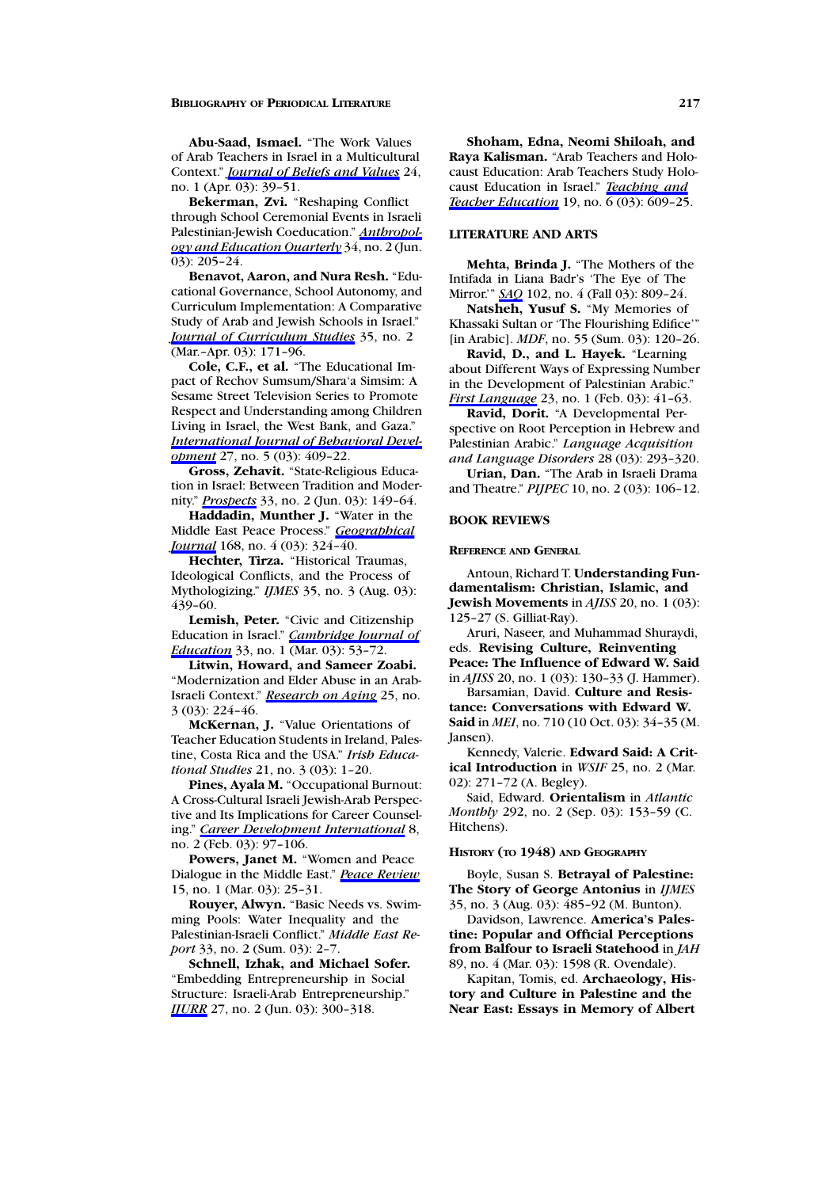**Abu-Saad, Ismael.** "The Work Values of Arab Teachers in Israel in a Multicultural Context." *Journal of Beliefs and Values* 24, no. 1 (Apr. 03): 39–51.

**Bekerman, Zvi.** "Reshaping Conflict through School Ceremonial Events in Israeli Palestinian-Jewish Coeducation." *Anthropology and Education Quarterly* 34, no. 2 (Jun. 03): 205–24.

**Benavot, Aaron, and Nura Resh.** "Educational Governance, School Autonomy, and Curriculum Implementation: A Comparative Study of Arab and Jewish Schools in Israel." *Journal of Curriculum Studies* 35, no. 2 (Mar.–Apr. 03): 171–96.

**Cole, C.F., et al.** "The Educational Impact of Rechov Sumsum/Shara'a Simsim: A Sesame Street Television Series to Promote Respect and Understanding among Children Living in Israel, the West Bank, and Gaza." *International Journal of Behavioral Development* 27, no. 5 (03): 409–22.

**Gross, Zehavit.** "State-Religious Education in Israel: Between Tradition and Modernity." *Prospects* 33, no. 2 (Jun. 03): 149–64.

**Haddadin, Munther J.** "Water in the Middle East Peace Process." *Geographical Journal* 168, no. 4 (03): 324–40.

**Hechter, Tirza.** "Historical Traumas, Ideological Conflicts, and the Process of Mythologizing." *IJMES* 35, no. 3 (Aug. 03): 439–60.

**Lemish, Peter.** "Civic and Citizenship Education in Israel." *Cambridge Journal of Education* 33, no. 1 (Mar. 03): 53–72.

**Litwin, Howard, and Sameer Zoabi.** "Modernization and Elder Abuse in an Arab-Israeli Context." *Research on Aging* 25, no. 3 (03): 224–46.

**McKernan, J.** "Value Orientations of Teacher Education Students in Ireland, Palestine, Costa Rica and the USA." *Irish Educational Studies* 21, no. 3 (03): 1–20.

**Pines, Ayala M.** "Occupational Burnout: A Cross-Cultural Israeli Jewish-Arab Perspective and Its Implications for Career Counseling." *Career Development International* 8, no. 2 (Feb. 03): 97–106.

**Powers, Janet M.** "Women and Peace Dialogue in the Middle East." *Peace Review* 15, no. 1 (Mar. 03): 25–31.

**Rouyer, Alwyn.** "Basic Needs vs. Swimming Pools: Water Inequality and the Palestinian-Israeli Conflict." *Middle East Report* 33, no. 2 (Sum. 03): 2–7.

**Schnell, Izhak, and Michael Sofer.** "Embedding Entrepreneurship in Social Structure: Israeli-Arab Entrepreneurship." *IJURR* 27, no. 2 (Jun. 03): 300–318.

**Shoham, Edna, Neomi Shiloah, and Raya Kalisman.** "Arab Teachers and Holocaust Education: Arab Teachers Study Holocaust Education in Israel." *Teaching and Teacher Education* 19, no. 6 (03): 609–25.

## LITERATURE AND ARTS

**Mehta, Brinda J.** "The Mothers of the Intifada in Liana Badr's 'The Eye of The Mirror.'" *SAQ* 102, no. 4 (Fall 03): 809–24.

**Natsheh, Yusuf S.** "My Memories of Khassaki Sultan or 'The Flourishing Edifice'" [in Arabic]. *MDF*, no. 55 (Sum. 03): 120–26.

**Ravid, D., and L. Hayek.** "Learning about Different Ways of Expressing Number in the Development of Palestinian Arabic." *First Language* 23, no. 1 (Feb. 03): 41–63.

**Ravid, Dorit.** "A Developmental Perspective on Root Perception in Hebrew and Palestinian Arabic." *Language Acquisition and Language Disorders* 28 (03): 293–320.

**Urian, Dan.** "The Arab in Israeli Drama and Theatre." *PIJPEC* 10, no. 2 (03): 106–12.

## BOOK REVIEWS

### Reference and General

Antoun, Richard T. **Understanding Fundamentalism: Christian, Islamic, and Jewish Movements** in *AJISS* 20, no. 1 (03): 125–27 (S. Gilliat-Ray).

Aruri, Naseer, and Muhammad Shuraydi, eds. **Revising Culture, Reinventing Peace: The Influence of Edward W. Said** in *AJISS* 20, no. 1 (03): 130–33 (J. Hammer).

Barsamian, David. **Culture and Resistance: Conversations with Edward W. Said** in *MEI*, no. 710 (10 Oct. 03): 34–35 (M. Jansen).

Kennedy, Valerie. **Edward Said: A Critical Introduction** in *WSIF* 25, no. 2 (Mar. 02): 271–72 (A. Begley).

Said, Edward. **Orientalism** in *Atlantic Monthly* 292, no. 2 (Sep. 03): 153–59 (C. Hitchens).

### History (to 1948) and Geography

Boyle, Susan S. **Betrayal of Palestine: The Story of George Antonius** in *IJMES* 35, no. 3 (Aug. 03): 485–92 (M. Bunton).

Davidson, Lawrence. **America's Palestine: Popular and Official Perceptions from Balfour to Israeli Statehood** in *JAH* 89, no. 4 (Mar. 03): 1598 (R. Ovendale).

Kapitan, Tomis, ed. **Archaeology, History and Culture in Palestine and the Near East: Essays in Memory of Albert**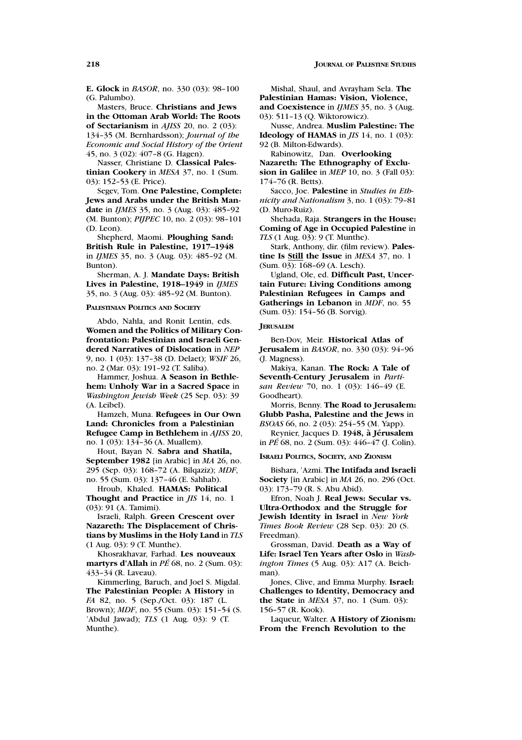**E. Glock** in *BASOR*, no. 330 (03): 98–100 (G. Palumbo).

Masters, Bruce. **Christians and Jews in the Ottoman Arab World: The Roots of Sectarianism** in *AJISS* 20, no. 2 (03): 134–35 (M. Bernhardsson); *Journal of the Economic and Social History of the Orient* 45, no. 3 (02): 407–8 (G. Hagen).

Nasser, Christiane D. **Classical Palestinian Cookery** in *MESA* 37, no. 1 (Sum. 03): 152–53 (E. Price).

Segev, Tom. **One Palestine, Complete: Jews and Arabs under the British Mandate** in *IJMES* 35, no. 3 (Aug. 03): 485–92 (M. Bunton); *PIJPEC* 10, no. 2 (03): 98–101 (D. Leon).

Shepherd, Maomi. **Ploughing Sand: British Rule in Palestine, 1917–1948** in *IJMES* 35, no. 3 (Aug. 03): 485–92 (M. Bunton).

Sherman, A. J. **Mandate Days: British Lives in Palestine, 1918–1949** in *IJMES* 35, no. 3 (Aug. 03): 485–92 (M. Bunton).

### Palestinian Politics and Society

Abdo, Nahla, and Ronit Lentin, eds. **Women and the Politics of Military Confrontation: Palestinian and Israeli Gendered Narratives of Dislocation** in *NEP* 9, no. 1 (03): 137–38 (D. Delaet); *WSIF* 26, no. 2 (Mar. 03): 191–92 (T. Saliba).

Hammer, Joshua. **A Season in Bethlehem: Unholy War in a Sacred Space** in *Washington Jewish Week* (25 Sep. 03): 39 (A. Leibel).

Hamzeh, Muna. **Refugees in Our Own Land: Chronicles from a Palestinian Refugee Camp in Bethlehem** in *AJISS* 20, no. 1 (03): 134–36 (A. Muallem).

Hout, Bayan N. **Sabra and Shatila, September 1982** [in Arabic] in *MA* 26, no. 295 (Sep. 03): 168–72 (A. Bilqaziz); *MDF*, no. 55 (Sum. 03): 137–46 (E. Sahhab).

Hroub, Khaled. **HAMAS: Political Thought and Practice** in *JIS* 14, no. 1 (03): 91 (A. Tamimi).

Israeli, Ralph. **Green Crescent over Nazareth: The Displacement of Christians by Muslims in the Holy Land** in *TLS* (1 Aug. 03): 9 (T. Munthe).

Khosrakhavar, Farhad. **Les nouveaux martyrs d'Allah** in *PÉ* 68, no. 2 (Sum. 03): 433–34 (R. Laveau).

Kimmerling, Baruch, and Joel S. Migdal. **The Palestinian People: A History** in *FA* 82, no. 5 (Sep./Oct. 03): 187 (L. Brown); *MDF*, no. 55 (Sum. 03): 151–54 (S. 'Abdul Jawad); *TLS* (1 Aug. 03): 9 (T. Munthe).

Mishal, Shaul, and Avrayham Sela. **The Palestinian Hamas: Vision, Violence, and Coexistence** in *IJMES* 35, no. 3 (Aug. 03): 511–13 (Q. Wiktorowicz).

Nusse, Andrea. **Muslim Palestine: The Ideology of HAMAS** in *JIS* 14, no. 1 (03): 92 (B. Milton-Edwards).

Rabinowitz, Dan. **Overlooking Nazareth: The Ethnography of Exclusion in Galilee** in *MEP* 10, no. 3 (Fall 03): 174–76 (R. Betts).

Sacco, Joe. **Palestine** in *Studies in Ethnicity and Nationalism* 3, no. 1 (03): 79–81 (D. Muro-Ruiz).

Shehada, Raja. **Strangers in the House: Coming of Age in Occupied Palestine** in *TLS* (1 Aug. 03): 9 (T. Munthe).

Stark, Anthony, dir. (film review). **Palestine Is <u>Still</u> the Issue** in *MESA* 37, no. 1 (Sum. 03): 168–69 (A. Lesch).

Ugland, Ole, ed. **Difficult Past, Uncertain Future: Living Conditions among Palestinian Refugees in Camps and Gatherings in Lebanon** in *MDF*, no. 55 (Sum. 03): 154–56 (B. Sorvig).

### Jerusalem

Ben-Dov, Meir. **Historical Atlas of Jerusalem** in *BASOR*, no. 330 (03): 94–96 (J. Magness).

Makiya, Kanan. **The Rock: A Tale of Seventh-Century Jerusalem** in *Partisan Review* 70, no. 1 (03): 146–49 (E. Goodheart).

Morris, Benny. **The Road to Jerusalem: Glubb Pasha, Palestine and the Jews** in *BSOAS* 66, no. 2 (03): 254–55 (M. Yapp).

Reynier, Jacques D. **1948, à Jérusalem** in *PÉ* 68, no. 2 (Sum. 03): 446–47 (J. Colin).

### Israeli Politics, Society, and Zionism

Bishara, 'Azmi. **The Intifada and Israeli Society** [in Arabic] in *MA* 26, no. 296 (Oct. 03): 173–79 (R. S. Abu Abid).

Efron, Noah J. **Real Jews: Secular vs. Ultra-Orthodox and the Struggle for Jewish Identity in Israel** in *New York Times Book Review* (28 Sep. 03): 20 (S. Freedman).

Grossman, David. **Death as a Way of Life: Israel Ten Years after Oslo** in *Washington Times* (5 Aug. 03): A17 (A. Beichman).

Jones, Clive, and Emma Murphy. **Israel: Challenges to Identity, Democracy and the State** in *MESA* 37, no. 1 (Sum. 03): 156–57 (R. Kook).

Laqueur, Walter. **A History of Zionism: From the French Revolution to the**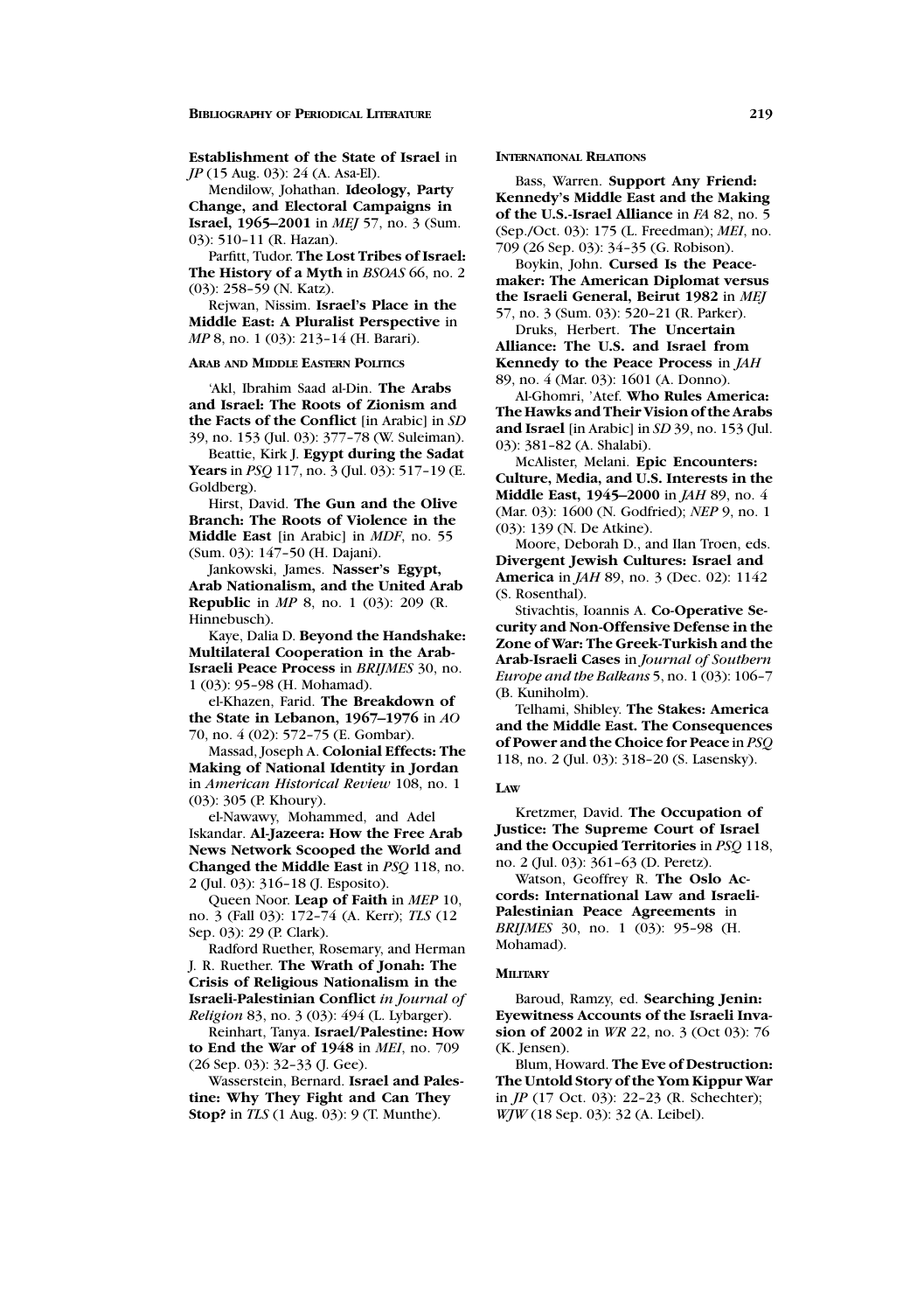**Establishment of the State of Israel** in *JP* (15 Aug. 03): 24 (A. Asa-El).

Mendilow, Johathan. **Ideology, Party Change, and Electoral Campaigns in Israel, 1965–2001** in *MEJ* 57, no. 3 (Sum. 03): 510–11 (R. Hazan).

Parfitt, Tudor. **The Lost Tribes of Israel: The History of a Myth** in *BSOAS* 66, no. 2 (03): 258–59 (N. Katz).

Rejwan, Nissim. **Israel's Place in the Middle East: A Pluralist Perspective** in *MP* 8, no. 1 (03): 213–14 (H. Barari).

#### Arab and Middle Eastern Politics

'Akl, Ibrahim Saad al-Din. **The Arabs and Israel: The Roots of Zionism and the Facts of the Conflict** [in Arabic] in *SD* 39, no. 153 (Jul. 03): 377–78 (W. Suleiman).

Beattie, Kirk J. **Egypt during the Sadat Years** in *PSQ* 117, no. 3 (Jul. 03): 517–19 (E. Goldberg).

Hirst, David. **The Gun and the Olive Branch: The Roots of Violence in the Middle East** [in Arabic] in *MDF*, no. 55 (Sum. 03): 147–50 (H. Dajani).

Jankowski, James. **Nasser's Egypt, Arab Nationalism, and the United Arab Republic** in *MP* 8, no. 1 (03): 209 (R. Hinnebusch).

Kaye, Dalia D. **Beyond the Handshake: Multilateral Cooperation in the Arab-Israeli Peace Process** in *BRIJMES* 30, no. 1 (03): 95–98 (H. Mohamad).

el-Khazen, Farid. **The Breakdown of the State in Lebanon, 1967–1976** in *AO* 70, no. 4 (02): 572–75 (E. Gombar).

Massad, Joseph A. **Colonial Effects: The Making of National Identity in Jordan** in *American Historical Review* 108, no. 1 (03): 305 (P. Khoury).

el-Nawawy, Mohammed, and Adel Iskandar. **Al-Jazeera: How the Free Arab News Network Scooped the World and Changed the Middle East** in *PSQ* 118, no. 2 (Jul. 03): 316–18 (J. Esposito).

Queen Noor. **Leap of Faith** in *MEP* 10, no. 3 (Fall 03): 172–74 (A. Kerr); *TLS* (12 Sep. 03): 29 (P. Clark).

Radford Ruether, Rosemary, and Herman J. R. Ruether. **The Wrath of Jonah: The Crisis of Religious Nationalism in the Israeli-Palestinian Conflict** *in Journal of Religion* 83, no. 3 (03): 494 (L. Lybarger).

Reinhart, Tanya. **Israel/Palestine: How to End the War of 1948** in *MEI*, no. 709 (26 Sep. 03): 32–33 (J. Gee).

Wasserstein, Bernard. **Israel and Palestine: Why They Fight and Can They Stop?** in *TLS* (1 Aug. 03): 9 (T. Munthe).

#### International Relations

Bass, Warren. **Support Any Friend: Kennedy's Middle East and the Making of the U.S.-Israel Alliance** in *FA* 82, no. 5 (Sep./Oct. 03): 175 (L. Freedman); *MEI*, no. 709 (26 Sep. 03): 34–35 (G. Robison).

Boykin, John. **Cursed Is the Peacemaker: The American Diplomat versus the Israeli General, Beirut 1982** in *MEJ* 57, no. 3 (Sum. 03): 520–21 (R. Parker).

Druks, Herbert. **The Uncertain Alliance: The U.S. and Israel from Kennedy to the Peace Process** in *JAH* 89, no. 4 (Mar. 03): 1601 (A. Donno).

Al-Ghomri, 'Atef. **Who Rules America: The Hawks and Their Vision of the Arabs and Israel** [in Arabic] in *SD* 39, no. 153 (Jul. 03): 381–82 (A. Shalabi).

McAlister, Melani. **Epic Encounters: Culture, Media, and U.S. Interests in the Middle East, 1945–2000** in *JAH* 89, no. 4 (Mar. 03): 1600 (N. Godfried); *NEP* 9, no. 1 (03): 139 (N. De Atkine).

Moore, Deborah D., and Ilan Troen, eds. **Divergent Jewish Cultures: Israel and America** in *JAH* 89, no. 3 (Dec. 02): 1142 (S. Rosenthal).

Stivachtis, Ioannis A. **Co-Operative Security and Non-Offensive Defense in the Zone of War: The Greek-Turkish and the Arab-Israeli Cases** in *Journal of Southern Europe and the Balkans* 5, no. 1 (03): 106–7 (B. Kuniholm).

Telhami, Shibley. **The Stakes: America and the Middle East. The Consequences of Power and the Choice for Peace** in *PSQ* 118, no. 2 (Jul. 03): 318–20 (S. Lasensky).

#### Law

Kretzmer, David. **The Occupation of Justice: The Supreme Court of Israel and the Occupied Territories** in *PSQ* 118, no. 2 (Jul. 03): 361–63 (D. Peretz).

Watson, Geoffrey R. **The Oslo Accords: International Law and Israeli-Palestinian Peace Agreements** in *BRIJMES* 30, no. 1 (03): 95–98 (H. Mohamad).

#### Military

Baroud, Ramzy, ed. **Searching Jenin: Eyewitness Accounts of the Israeli Invasion of 2002** in *WR* 22, no. 3 (Oct 03): 76 (K. Jensen).

Blum, Howard. **The Eve of Destruction: The Untold Story of the Yom Kippur War** in *JP* (17 Oct. 03): 22–23 (R. Schechter); *WJW* (18 Sep. 03): 32 (A. Leibel).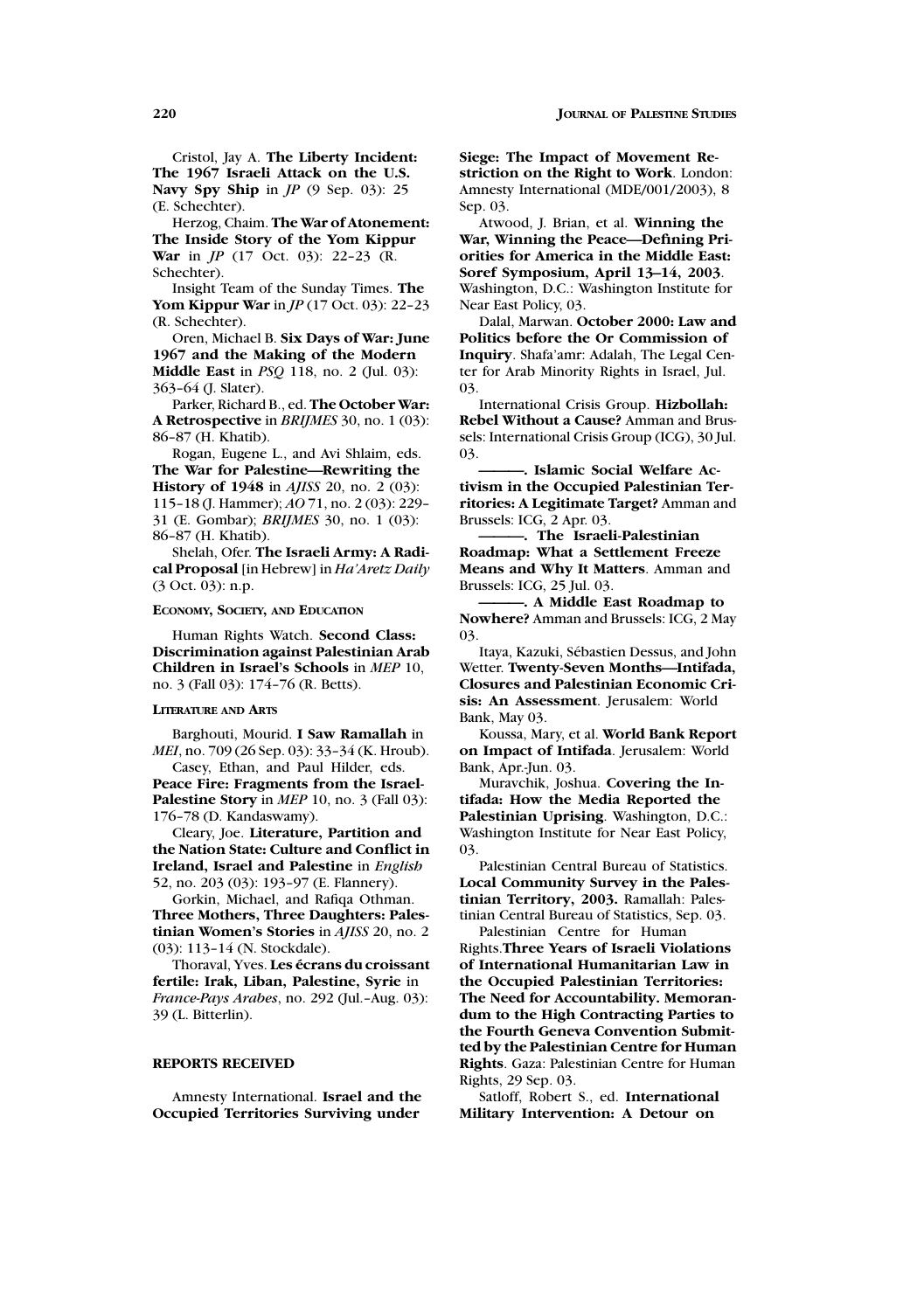Cristol, Jay A. **The Liberty Incident: The 1967 Israeli Attack on the U.S. Navy Spy Ship** in *JP* (9 Sep. 03): 25 (E. Schechter).

Herzog, Chaim. **The War of Atonement: The Inside Story of the Yom Kippur War** in *JP* (17 Oct. 03): 22–23 (R. Schechter).

Insight Team of the Sunday Times. **The Yom Kippur War** in *JP* (17 Oct. 03): 22–23 (R. Schechter).

Oren, Michael B. **Six Days of War: June 1967 and the Making of the Modern Middle East** in *PSQ* 118, no. 2 (Jul. 03): 363–64 (J. Slater).

Parker, Richard B., ed. **The October War: A Retrospective** in *BRIJMES* 30, no. 1 (03): 86–87 (H. Khatib).

Rogan, Eugene L., and Avi Shlaim, eds. **The War for Palestine—Rewriting the History of 1948** in *AJISS* 20, no. 2 (03): 115–18 (J. Hammer); *AO* 71, no. 2 (03): 229–31 (E. Gombar); *BRIJMES* 30, no. 1 (03): 86–87 (H. Khatib).

Shelah, Ofer. **The Israeli Army: A Radical Proposal** [in Hebrew] in *Ha'Aretz Daily* (3 Oct. 03): n.p.

#### ECONOMY, SOCIETY, AND EDUCATION

Human Rights Watch. **Second Class: Discrimination against Palestinian Arab Children in Israel's Schools** in *MEP* 10, no. 3 (Fall 03): 174–76 (R. Betts).

#### LITERATURE AND ARTS

Barghouti, Mourid. **I Saw Ramallah** in *MEI*, no. 709 (26 Sep. 03): 33–34 (K. Hroub).

Casey, Ethan, and Paul Hilder, eds. **Peace Fire: Fragments from the Israel-Palestine Story** in *MEP* 10, no. 3 (Fall 03): 176–78 (D. Kandaswamy).

Cleary, Joe. **Literature, Partition and the Nation State: Culture and Conflict in Ireland, Israel and Palestine** in *English* 52, no. 203 (03): 193–97 (E. Flannery).

Gorkin, Michael, and Rafiqa Othman. **Three Mothers, Three Daughters: Palestinian Women's Stories** in *AJISS* 20, no. 2 (03): 113–14 (N. Stockdale).

Thoraval, Yves. **Les écrans du croissant fertile: Irak, Liban, Palestine, Syrie** in *France-Pays Arabes*, no. 292 (Jul.–Aug. 03): 39 (L. Bitterlin).

### REPORTS RECEIVED

Amnesty International. **Israel and the Occupied Territories Surviving under Siege: The Impact of Movement Restriction on the Right to Work**. London: Amnesty International (MDE/001/2003), 8 Sep. 03.

Atwood, J. Brian, et al. **Winning the War, Winning the Peace—Defining Priorities for America in the Middle East: Soref Symposium, April 13–14, 2003**. Washington, D.C.: Washington Institute for Near East Policy, 03.

Dalal, Marwan. **October 2000: Law and Politics before the Or Commission of Inquiry**. Shafa'amr: Adalah, The Legal Center for Arab Minority Rights in Israel, Jul. 03.

International Crisis Group. **Hizbollah: Rebel Without a Cause?** Amman and Brussels: International Crisis Group (ICG), 30 Jul. 03.

———. **Islamic Social Welfare Activism in the Occupied Palestinian Territories: A Legitimate Target?** Amman and Brussels: ICG, 2 Apr. 03.

———. **The Israeli-Palestinian Roadmap: What a Settlement Freeze Means and Why It Matters**. Amman and Brussels: ICG, 25 Jul. 03.

———. **A Middle East Roadmap to Nowhere?** Amman and Brussels: ICG, 2 May 03.

Itaya, Kazuki, Sébastien Dessus, and John Wetter. **Twenty-Seven Months—Intifada, Closures and Palestinian Economic Crisis: An Assessment**. Jerusalem: World Bank, May 03.

Koussa, Mary, et al. **World Bank Report on Impact of Intifada**. Jerusalem: World Bank, Apr.-Jun. 03.

Muravchik, Joshua. **Covering the Intifada: How the Media Reported the Palestinian Uprising**. Washington, D.C.: Washington Institute for Near East Policy, 03.

Palestinian Central Bureau of Statistics. **Local Community Survey in the Palestinian Territory, 2003.** Ramallah: Palestinian Central Bureau of Statistics, Sep. 03.

Palestinian Centre for Human Rights. **Three Years of Israeli Violations of International Humanitarian Law in the Occupied Palestinian Territories: The Need for Accountability. Memorandum to the High Contracting Parties to the Fourth Geneva Convention Submitted by the Palestinian Centre for Human Rights**. Gaza: Palestinian Centre for Human Rights, 29 Sep. 03.

Satloff, Robert S., ed. **International Military Intervention: A Detour on**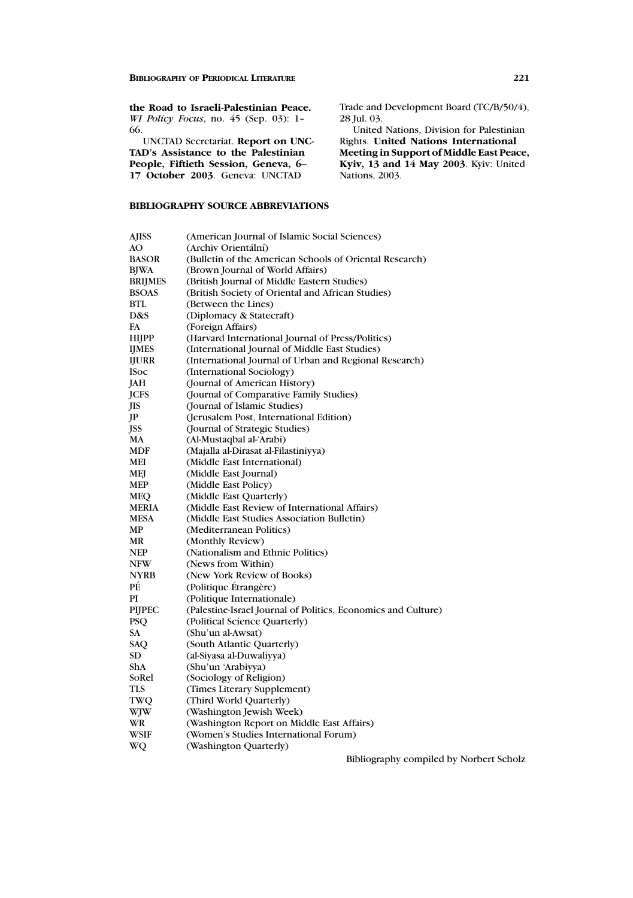**the Road to Israeli-Palestinian Peace.** *WI Policy Focus*, no. 45 (Sep. 03): 1–66.

UNCTAD Secretariat. **Report on UNCTAD's Assistance to the Palestinian People, Fiftieth Session, Geneva, 6–17 October 2003**. Geneva: UNCTAD Trade and Development Board (TC/B/50/4), 28 Jul. 03.

United Nations, Division for Palestinian Rights. **United Nations International Meeting in Support of Middle East Peace, Kyiv, 13 and 14 May 2003**. Kyiv: United Nations, 2003.

## BIBLIOGRAPHY SOURCE ABBREVIATIONS

| | |
|---|---|
| AJISS | (American Journal of Islamic Social Sciences) |
| AO | (Archiv Orientální) |
| BASOR | (Bulletin of the American Schools of Oriental Research) |
| BJWA | (Brown Journal of World Affairs) |
| BRIJMES | (British Journal of Middle Eastern Studies) |
| BSOAS | (British Society of Oriental and African Studies) |
| BTL | (Between the Lines) |
| D&S | (Diplomacy & Statecraft) |
| FA | (Foreign Affairs) |
| HIJPP | (Harvard International Journal of Press/Politics) |
| IJMES | (International Journal of Middle East Studies) |
| IJURR | (International Journal of Urban and Regional Research) |
| ISoc | (International Sociology) |
| JAH | (Journal of American History) |
| JCFS | (Journal of Comparative Family Studies) |
| JIS | (Journal of Islamic Studies) |
| JP | (Jerusalem Post, International Edition) |
| JSS | (Journal of Strategic Studies) |
| MA | (Al-Mustaqbal al-'Arabi) |
| MDF | (Majalla al-Dirasat al-Filastiniyya) |
| MEI | (Middle East International) |
| MEJ | (Middle East Journal) |
| MEP | (Middle East Policy) |
| MEQ | (Middle East Quarterly) |
| MERIA | (Middle East Review of International Affairs) |
| MESA | (Middle East Studies Association Bulletin) |
| MP | (Mediterranean Politics) |
| MR | (Monthly Review) |
| NEP | (Nationalism and Ethnic Politics) |
| NFW | (News from Within) |
| NYRB | (New York Review of Books) |
| PÉ | (Politique Étrangère) |
| PI | (Politique Internationale) |
| PIJPEC | (Palestine-Israel Journal of Politics, Economics and Culture) |
| PSQ | (Political Science Quarterly) |
| SA | (Shu'un al-Awsat) |
| SAQ | (South Atlantic Quarterly) |
| SD | (al-Siyasa al-Duwaliyya) |
| ShA | (Shu'un 'Arabiyya) |
| SoRel | (Sociology of Religion) |
| TLS | (Times Literary Supplement) |
| TWQ | (Third World Quarterly) |
| WJW | (Washington Jewish Week) |
| WR | (Washington Report on Middle East Affairs) |
| WSIF | (Women's Studies International Forum) |
| WQ | (Washington Quarterly) |

Bibliography compiled by Norbert Scholz